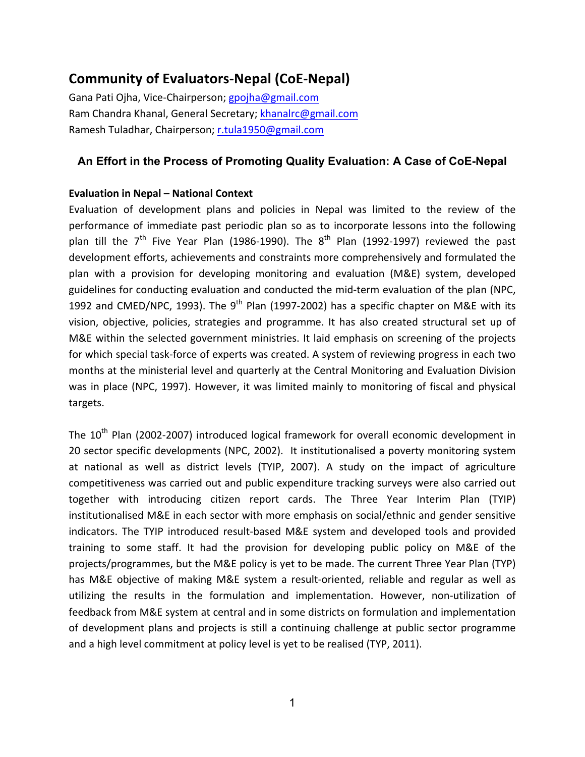# Community of Evaluators-Nepal (CoE-Nepal)

Gana Pati Ojha, Vice-Chairperson; gpojha@gmail.com
Ram Chandra Khanal, General Secretary; khanalrc@gmail.com
Ramesh Tuladhar, Chairperson; r.tula1950@gmail.com

## An Effort in the Process of Promoting Quality Evaluation: A Case of CoE-Nepal

### Evaluation in Nepal – National Context

Evaluation of development plans and policies in Nepal was limited to the review of the performance of immediate past periodic plan so as to incorporate lessons into the following plan till the 7th Five Year Plan (1986-1990). The 8th Plan (1992-1997) reviewed the past development efforts, achievements and constraints more comprehensively and formulated the plan with a provision for developing monitoring and evaluation (M&E) system, developed guidelines for conducting evaluation and conducted the mid-term evaluation of the plan (NPC, 1992 and CMED/NPC, 1993). The 9th Plan (1997-2002) has a specific chapter on M&E with its vision, objective, policies, strategies and programme. It has also created structural set up of M&E within the selected government ministries. It laid emphasis on screening of the projects for which special task-force of experts was created. A system of reviewing progress in each two months at the ministerial level and quarterly at the Central Monitoring and Evaluation Division was in place (NPC, 1997). However, it was limited mainly to monitoring of fiscal and physical targets.

The 10th Plan (2002-2007) introduced logical framework for overall economic development in 20 sector specific developments (NPC, 2002). It institutionalised a poverty monitoring system at national as well as district levels (TYIP, 2007). A study on the impact of agriculture competitiveness was carried out and public expenditure tracking surveys were also carried out together with introducing citizen report cards. The Three Year Interim Plan (TYIP) institutionalised M&E in each sector with more emphasis on social/ethnic and gender sensitive indicators. The TYIP introduced result-based M&E system and developed tools and provided training to some staff. It had the provision for developing public policy on M&E of the projects/programmes, but the M&E policy is yet to be made. The current Three Year Plan (TYP) has M&E objective of making M&E system a result-oriented, reliable and regular as well as utilizing the results in the formulation and implementation. However, non-utilization of feedback from M&E system at central and in some districts on formulation and implementation of development plans and projects is still a continuing challenge at public sector programme and a high level commitment at policy level is yet to be realised (TYP, 2011).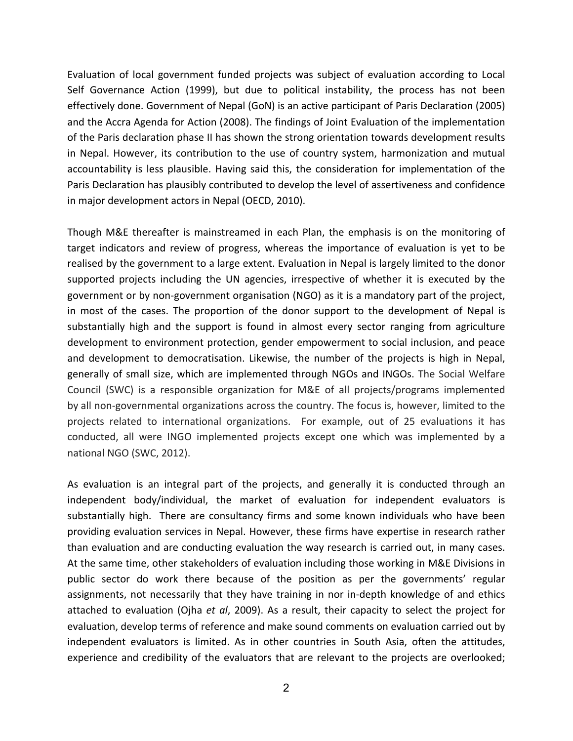Evaluation of local government funded projects was subject of evaluation according to Local Self Governance Action (1999), but due to political instability, the process has not been effectively done. Government of Nepal (GoN) is an active participant of Paris Declaration (2005) and the Accra Agenda for Action (2008). The findings of Joint Evaluation of the implementation of the Paris declaration phase II has shown the strong orientation towards development results in Nepal. However, its contribution to the use of country system, harmonization and mutual accountability is less plausible. Having said this, the consideration for implementation of the Paris Declaration has plausibly contributed to develop the level of assertiveness and confidence in major development actors in Nepal (OECD, 2010).

Though M&E thereafter is mainstreamed in each Plan, the emphasis is on the monitoring of target indicators and review of progress, whereas the importance of evaluation is yet to be realised by the government to a large extent. Evaluation in Nepal is largely limited to the donor supported projects including the UN agencies, irrespective of whether it is executed by the government or by non-government organisation (NGO) as it is a mandatory part of the project, in most of the cases. The proportion of the donor support to the development of Nepal is substantially high and the support is found in almost every sector ranging from agriculture development to environment protection, gender empowerment to social inclusion, and peace and development to democratisation. Likewise, the number of the projects is high in Nepal, generally of small size, which are implemented through NGOs and INGOs. The Social Welfare Council (SWC) is a responsible organization for M&E of all projects/programs implemented by all non-governmental organizations across the country. The focus is, however, limited to the projects related to international organizations. For example, out of 25 evaluations it has conducted, all were INGO implemented projects except one which was implemented by a national NGO (SWC, 2012).

As evaluation is an integral part of the projects, and generally it is conducted through an independent body/individual, the market of evaluation for independent evaluators is substantially high. There are consultancy firms and some known individuals who have been providing evaluation services in Nepal. However, these firms have expertise in research rather than evaluation and are conducting evaluation the way research is carried out, in many cases. At the same time, other stakeholders of evaluation including those working in M&E Divisions in public sector do work there because of the position as per the governments' regular assignments, not necessarily that they have training in nor in-depth knowledge of and ethics attached to evaluation (Ojha *et al*, 2009). As a result, their capacity to select the project for evaluation, develop terms of reference and make sound comments on evaluation carried out by independent evaluators is limited. As in other countries in South Asia, often the attitudes, experience and credibility of the evaluators that are relevant to the projects are overlooked;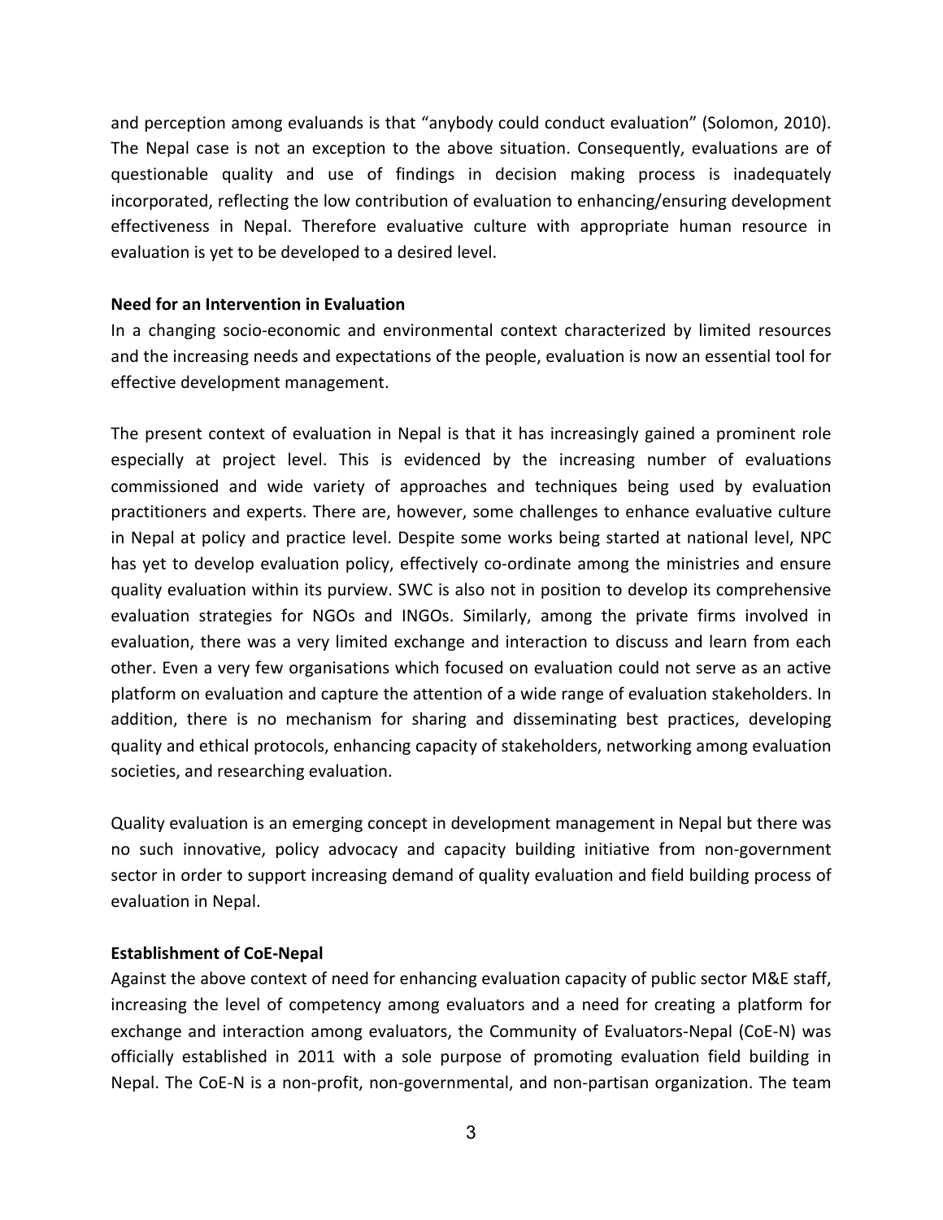and perception among evaluands is that "anybody could conduct evaluation" (Solomon, 2010). The Nepal case is not an exception to the above situation. Consequently, evaluations are of questionable quality and use of findings in decision making process is inadequately incorporated, reflecting the low contribution of evaluation to enhancing/ensuring development effectiveness in Nepal. Therefore evaluative culture with appropriate human resource in evaluation is yet to be developed to a desired level.

**Need for an Intervention in Evaluation**

In a changing socio-economic and environmental context characterized by limited resources and the increasing needs and expectations of the people, evaluation is now an essential tool for effective development management.

The present context of evaluation in Nepal is that it has increasingly gained a prominent role especially at project level. This is evidenced by the increasing number of evaluations commissioned and wide variety of approaches and techniques being used by evaluation practitioners and experts. There are, however, some challenges to enhance evaluative culture in Nepal at policy and practice level. Despite some works being started at national level, NPC has yet to develop evaluation policy, effectively co-ordinate among the ministries and ensure quality evaluation within its purview. SWC is also not in position to develop its comprehensive evaluation strategies for NGOs and INGOs. Similarly, among the private firms involved in evaluation, there was a very limited exchange and interaction to discuss and learn from each other. Even a very few organisations which focused on evaluation could not serve as an active platform on evaluation and capture the attention of a wide range of evaluation stakeholders. In addition, there is no mechanism for sharing and disseminating best practices, developing quality and ethical protocols, enhancing capacity of stakeholders, networking among evaluation societies, and researching evaluation.

Quality evaluation is an emerging concept in development management in Nepal but there was no such innovative, policy advocacy and capacity building initiative from non-government sector in order to support increasing demand of quality evaluation and field building process of evaluation in Nepal.

**Establishment of CoE-Nepal**

Against the above context of need for enhancing evaluation capacity of public sector M&E staff, increasing the level of competency among evaluators and a need for creating a platform for exchange and interaction among evaluators, the Community of Evaluators-Nepal (CoE-N) was officially established in 2011 with a sole purpose of promoting evaluation field building in Nepal. The CoE-N is a non-profit, non-governmental, and non-partisan organization. The team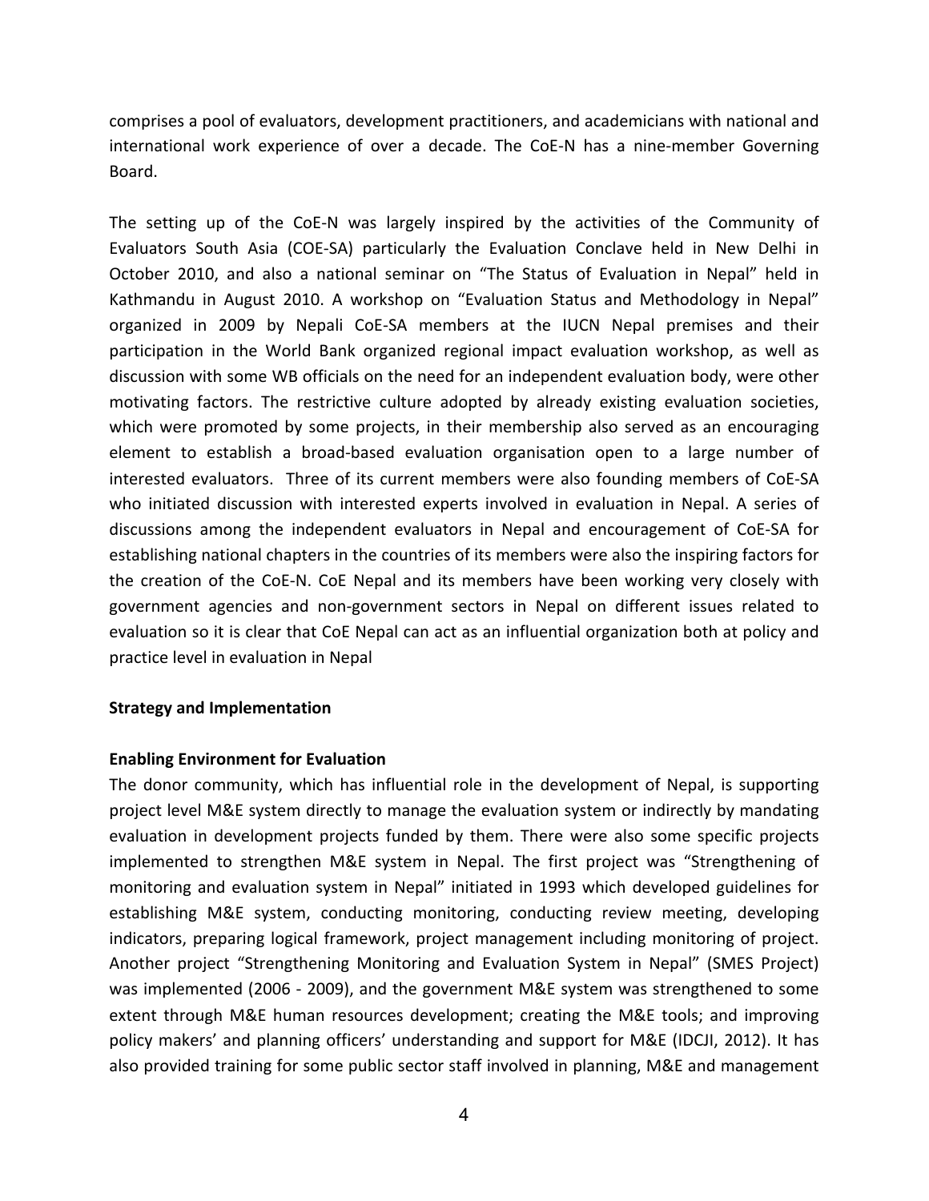comprises a pool of evaluators, development practitioners, and academicians with national and international work experience of over a decade. The CoE-N has a nine-member Governing Board.

The setting up of the CoE-N was largely inspired by the activities of the Community of Evaluators South Asia (COE-SA) particularly the Evaluation Conclave held in New Delhi in October 2010, and also a national seminar on "The Status of Evaluation in Nepal" held in Kathmandu in August 2010. A workshop on "Evaluation Status and Methodology in Nepal" organized in 2009 by Nepali CoE-SA members at the IUCN Nepal premises and their participation in the World Bank organized regional impact evaluation workshop, as well as discussion with some WB officials on the need for an independent evaluation body, were other motivating factors. The restrictive culture adopted by already existing evaluation societies, which were promoted by some projects, in their membership also served as an encouraging element to establish a broad-based evaluation organisation open to a large number of interested evaluators. Three of its current members were also founding members of CoE-SA who initiated discussion with interested experts involved in evaluation in Nepal. A series of discussions among the independent evaluators in Nepal and encouragement of CoE-SA for establishing national chapters in the countries of its members were also the inspiring factors for the creation of the CoE-N. CoE Nepal and its members have been working very closely with government agencies and non-government sectors in Nepal on different issues related to evaluation so it is clear that CoE Nepal can act as an influential organization both at policy and practice level in evaluation in Nepal

**Strategy and Implementation**

**Enabling Environment for Evaluation**

The donor community, which has influential role in the development of Nepal, is supporting project level M&E system directly to manage the evaluation system or indirectly by mandating evaluation in development projects funded by them. There were also some specific projects implemented to strengthen M&E system in Nepal. The first project was "Strengthening of monitoring and evaluation system in Nepal" initiated in 1993 which developed guidelines for establishing M&E system, conducting monitoring, conducting review meeting, developing indicators, preparing logical framework, project management including monitoring of project. Another project "Strengthening Monitoring and Evaluation System in Nepal" (SMES Project) was implemented (2006 - 2009), and the government M&E system was strengthened to some extent through M&E human resources development; creating the M&E tools; and improving policy makers' and planning officers' understanding and support for M&E (IDCJI, 2012). It has also provided training for some public sector staff involved in planning, M&E and management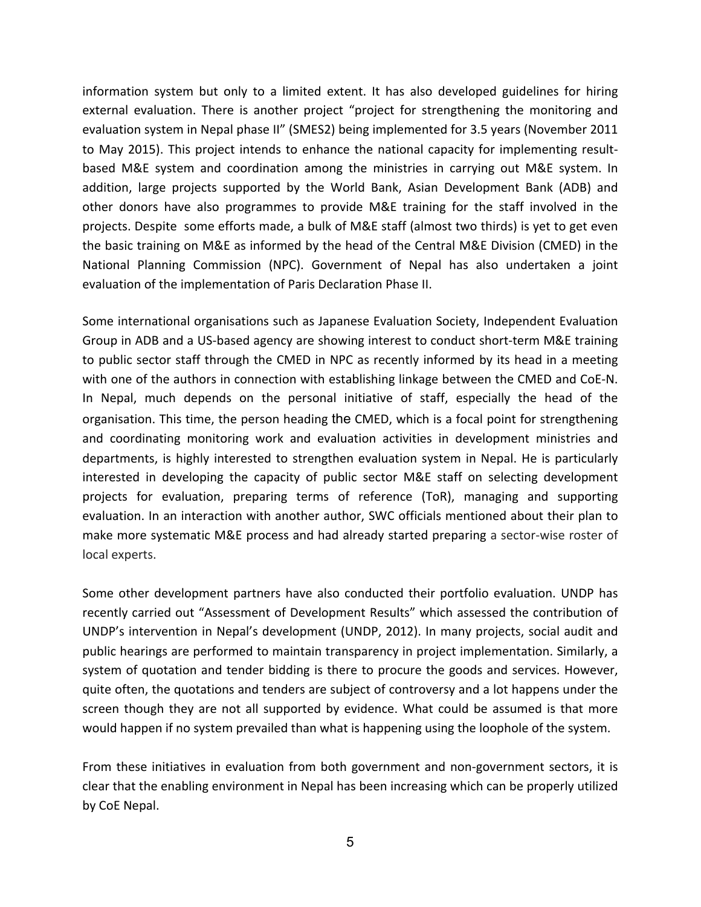information system but only to a limited extent. It has also developed guidelines for hiring external evaluation. There is another project "project for strengthening the monitoring and evaluation system in Nepal phase II" (SMES2) being implemented for 3.5 years (November 2011 to May 2015). This project intends to enhance the national capacity for implementing result-based M&E system and coordination among the ministries in carrying out M&E system. In addition, large projects supported by the World Bank, Asian Development Bank (ADB) and other donors have also programmes to provide M&E training for the staff involved in the projects. Despite some efforts made, a bulk of M&E staff (almost two thirds) is yet to get even the basic training on M&E as informed by the head of the Central M&E Division (CMED) in the National Planning Commission (NPC). Government of Nepal has also undertaken a joint evaluation of the implementation of Paris Declaration Phase II.

Some international organisations such as Japanese Evaluation Society, Independent Evaluation Group in ADB and a US-based agency are showing interest to conduct short-term M&E training to public sector staff through the CMED in NPC as recently informed by its head in a meeting with one of the authors in connection with establishing linkage between the CMED and CoE-N. In Nepal, much depends on the personal initiative of staff, especially the head of the organisation. This time, the person heading the CMED, which is a focal point for strengthening and coordinating monitoring work and evaluation activities in development ministries and departments, is highly interested to strengthen evaluation system in Nepal. He is particularly interested in developing the capacity of public sector M&E staff on selecting development projects for evaluation, preparing terms of reference (ToR), managing and supporting evaluation. In an interaction with another author, SWC officials mentioned about their plan to make more systematic M&E process and had already started preparing a sector-wise roster of local experts.

Some other development partners have also conducted their portfolio evaluation. UNDP has recently carried out "Assessment of Development Results" which assessed the contribution of UNDP's intervention in Nepal's development (UNDP, 2012). In many projects, social audit and public hearings are performed to maintain transparency in project implementation. Similarly, a system of quotation and tender bidding is there to procure the goods and services. However, quite often, the quotations and tenders are subject of controversy and a lot happens under the screen though they are not all supported by evidence. What could be assumed is that more would happen if no system prevailed than what is happening using the loophole of the system.

From these initiatives in evaluation from both government and non-government sectors, it is clear that the enabling environment in Nepal has been increasing which can be properly utilized by CoE Nepal.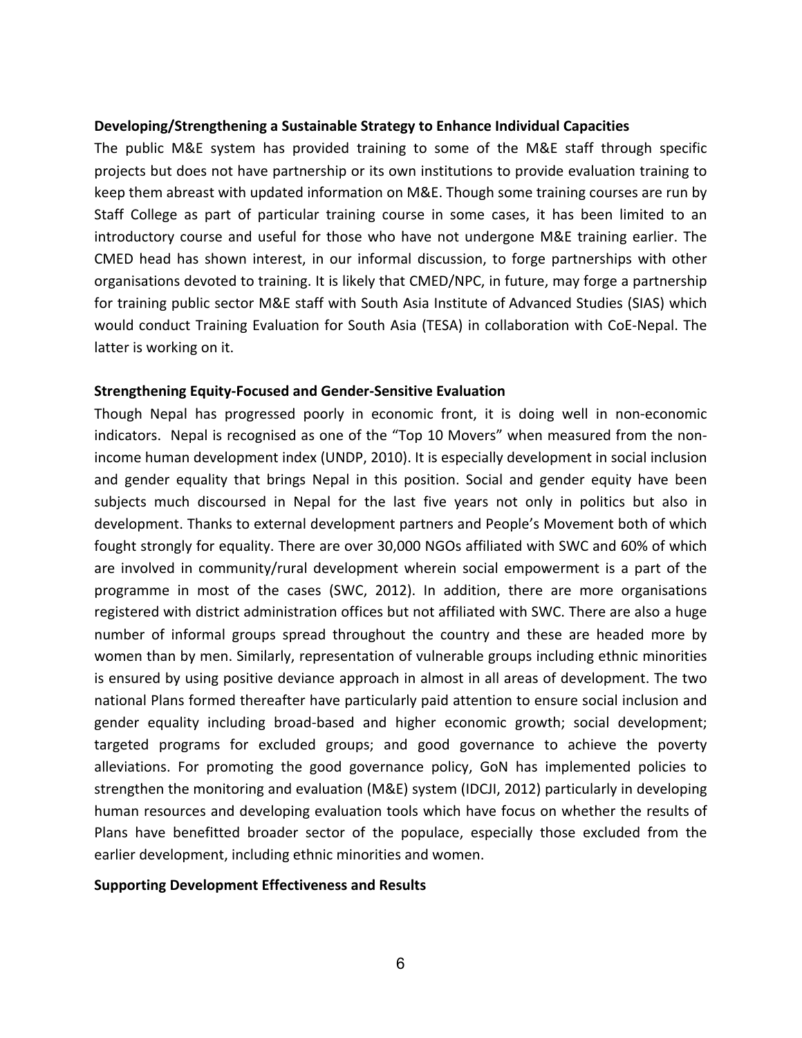**Developing/Strengthening a Sustainable Strategy to Enhance Individual Capacities**

The public M&E system has provided training to some of the M&E staff through specific projects but does not have partnership or its own institutions to provide evaluation training to keep them abreast with updated information on M&E. Though some training courses are run by Staff College as part of particular training course in some cases, it has been limited to an introductory course and useful for those who have not undergone M&E training earlier. The CMED head has shown interest, in our informal discussion, to forge partnerships with other organisations devoted to training. It is likely that CMED/NPC, in future, may forge a partnership for training public sector M&E staff with South Asia Institute of Advanced Studies (SIAS) which would conduct Training Evaluation for South Asia (TESA) in collaboration with CoE-Nepal. The latter is working on it.

**Strengthening Equity-Focused and Gender-Sensitive Evaluation**

Though Nepal has progressed poorly in economic front, it is doing well in non-economic indicators. Nepal is recognised as one of the "Top 10 Movers" when measured from the non-income human development index (UNDP, 2010). It is especially development in social inclusion and gender equality that brings Nepal in this position. Social and gender equity have been subjects much discoursed in Nepal for the last five years not only in politics but also in development. Thanks to external development partners and People's Movement both of which fought strongly for equality. There are over 30,000 NGOs affiliated with SWC and 60% of which are involved in community/rural development wherein social empowerment is a part of the programme in most of the cases (SWC, 2012). In addition, there are more organisations registered with district administration offices but not affiliated with SWC. There are also a huge number of informal groups spread throughout the country and these are headed more by women than by men. Similarly, representation of vulnerable groups including ethnic minorities is ensured by using positive deviance approach in almost in all areas of development. The two national Plans formed thereafter have particularly paid attention to ensure social inclusion and gender equality including broad-based and higher economic growth; social development; targeted programs for excluded groups; and good governance to achieve the poverty alleviations. For promoting the good governance policy, GoN has implemented policies to strengthen the monitoring and evaluation (M&E) system (IDCJI, 2012) particularly in developing human resources and developing evaluation tools which have focus on whether the results of Plans have benefitted broader sector of the populace, especially those excluded from the earlier development, including ethnic minorities and women.

**Supporting Development Effectiveness and Results**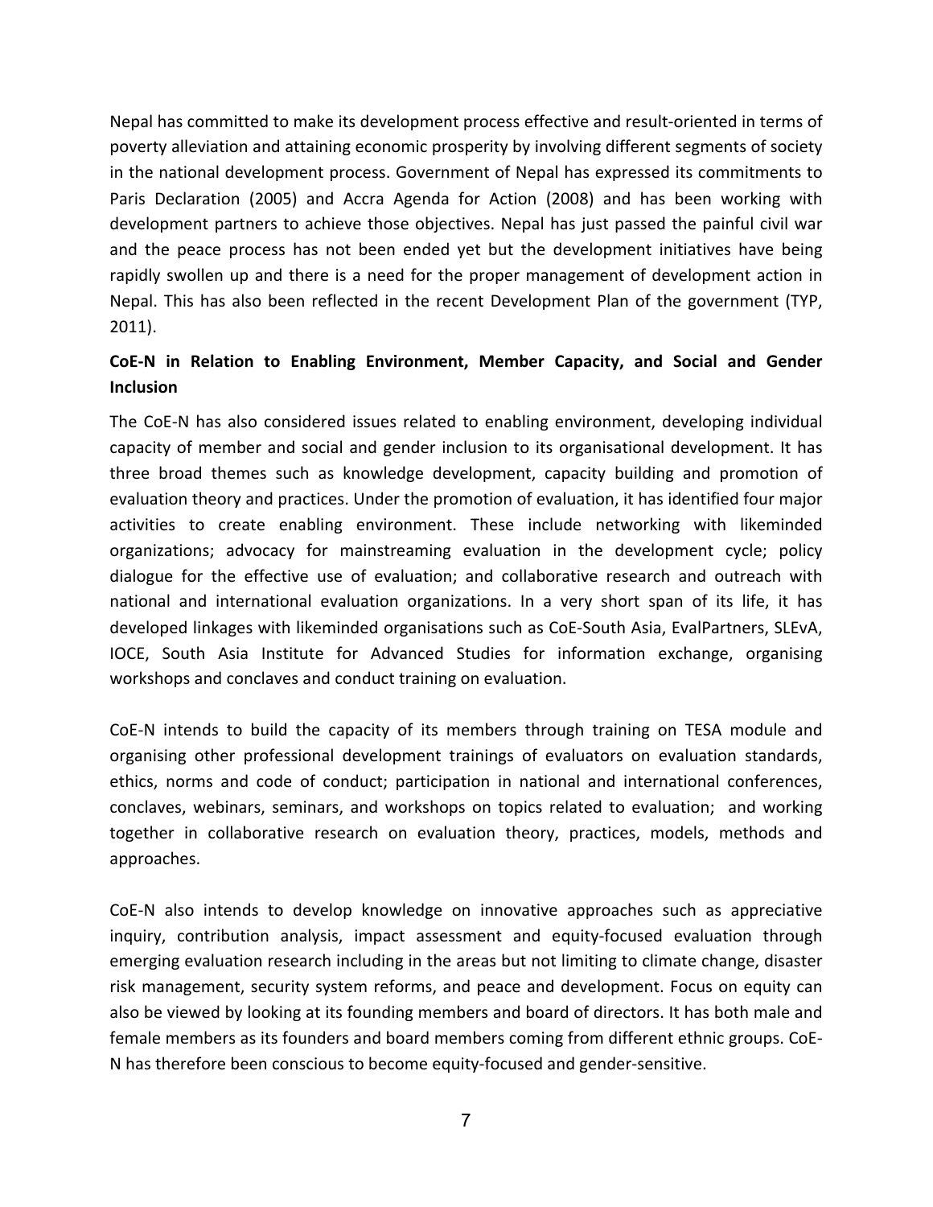Nepal has committed to make its development process effective and result-oriented in terms of poverty alleviation and attaining economic prosperity by involving different segments of society in the national development process. Government of Nepal has expressed its commitments to Paris Declaration (2005) and Accra Agenda for Action (2008) and has been working with development partners to achieve those objectives. Nepal has just passed the painful civil war and the peace process has not been ended yet but the development initiatives have being rapidly swollen up and there is a need for the proper management of development action in Nepal. This has also been reflected in the recent Development Plan of the government (TYP, 2011).

**CoE-N in Relation to Enabling Environment, Member Capacity, and Social and Gender Inclusion**

The CoE-N has also considered issues related to enabling environment, developing individual capacity of member and social and gender inclusion to its organisational development. It has three broad themes such as knowledge development, capacity building and promotion of evaluation theory and practices. Under the promotion of evaluation, it has identified four major activities to create enabling environment. These include networking with likeminded organizations; advocacy for mainstreaming evaluation in the development cycle; policy dialogue for the effective use of evaluation; and collaborative research and outreach with national and international evaluation organizations. In a very short span of its life, it has developed linkages with likeminded organisations such as CoE-South Asia, EvalPartners, SLEvA, IOCE, South Asia Institute for Advanced Studies for information exchange, organising workshops and conclaves and conduct training on evaluation.

CoE-N intends to build the capacity of its members through training on TESA module and organising other professional development trainings of evaluators on evaluation standards, ethics, norms and code of conduct; participation in national and international conferences, conclaves, webinars, seminars, and workshops on topics related to evaluation; and working together in collaborative research on evaluation theory, practices, models, methods and approaches.

CoE-N also intends to develop knowledge on innovative approaches such as appreciative inquiry, contribution analysis, impact assessment and equity-focused evaluation through emerging evaluation research including in the areas but not limiting to climate change, disaster risk management, security system reforms, and peace and development. Focus on equity can also be viewed by looking at its founding members and board of directors. It has both male and female members as its founders and board members coming from different ethnic groups. CoE-N has therefore been conscious to become equity-focused and gender-sensitive.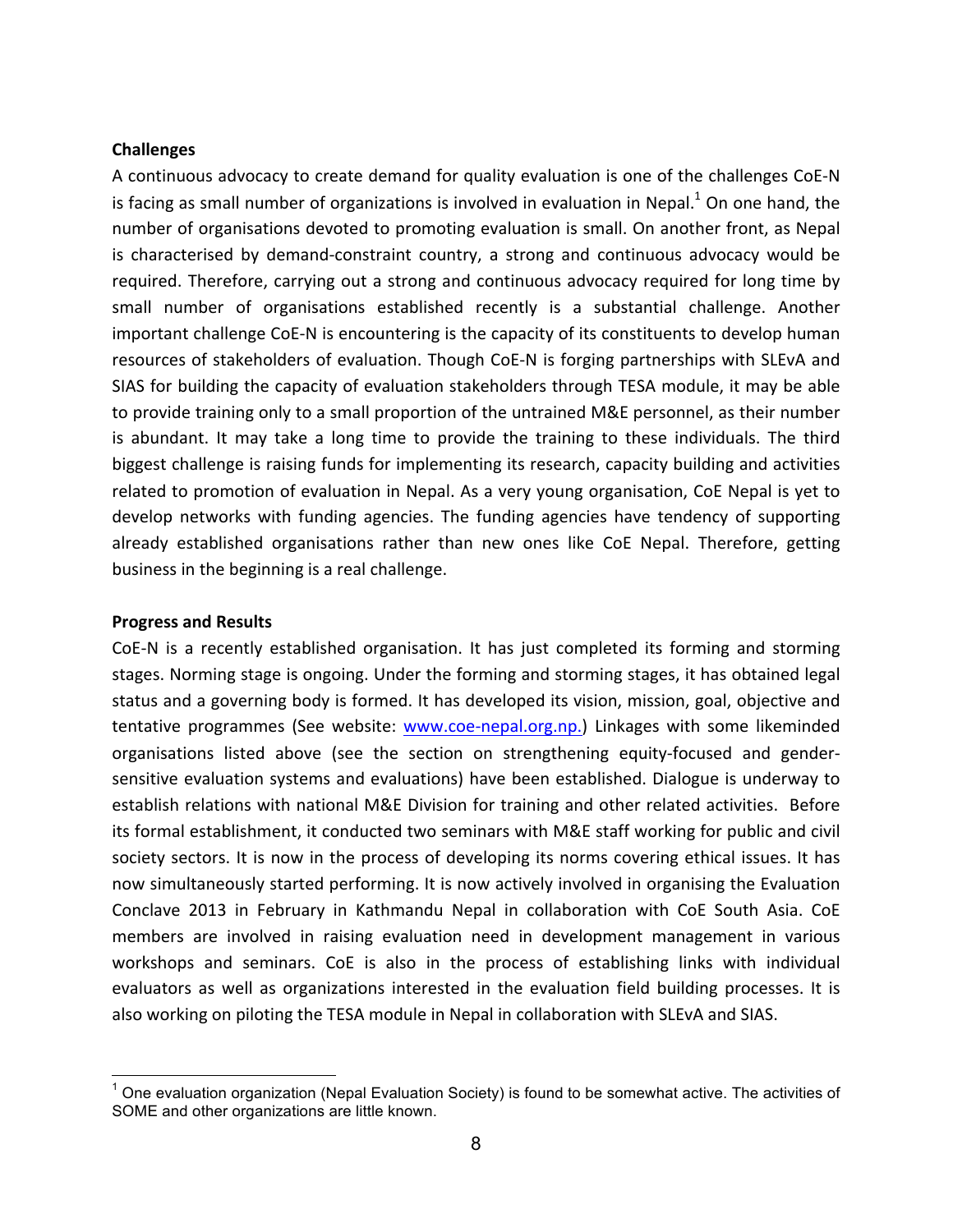**Challenges**

A continuous advocacy to create demand for quality evaluation is one of the challenges CoE-N is facing as small number of organizations is involved in evaluation in Nepal.[1] On one hand, the number of organisations devoted to promoting evaluation is small. On another front, as Nepal is characterised by demand-constraint country, a strong and continuous advocacy would be required. Therefore, carrying out a strong and continuous advocacy required for long time by small number of organisations established recently is a substantial challenge. Another important challenge CoE-N is encountering is the capacity of its constituents to develop human resources of stakeholders of evaluation. Though CoE-N is forging partnerships with SLEvA and SIAS for building the capacity of evaluation stakeholders through TESA module, it may be able to provide training only to a small proportion of the untrained M&E personnel, as their number is abundant. It may take a long time to provide the training to these individuals. The third biggest challenge is raising funds for implementing its research, capacity building and activities related to promotion of evaluation in Nepal. As a very young organisation, CoE Nepal is yet to develop networks with funding agencies. The funding agencies have tendency of supporting already established organisations rather than new ones like CoE Nepal. Therefore, getting business in the beginning is a real challenge.

**Progress and Results**

CoE-N is a recently established organisation. It has just completed its forming and storming stages. Norming stage is ongoing. Under the forming and storming stages, it has obtained legal status and a governing body is formed. It has developed its vision, mission, goal, objective and tentative programmes (See website: [www.coe-nepal.org.np.](http://www.coe-nepal.org.np)) Linkages with some likeminded organisations listed above (see the section on strengthening equity-focused and gender-sensitive evaluation systems and evaluations) have been established. Dialogue is underway to establish relations with national M&E Division for training and other related activities. Before its formal establishment, it conducted two seminars with M&E staff working for public and civil society sectors. It is now in the process of developing its norms covering ethical issues. It has now simultaneously started performing. It is now actively involved in organising the Evaluation Conclave 2013 in February in Kathmandu Nepal in collaboration with CoE South Asia. CoE members are involved in raising evaluation need in development management in various workshops and seminars. CoE is also in the process of establishing links with individual evaluators as well as organizations interested in the evaluation field building processes. It is also working on piloting the TESA module in Nepal in collaboration with SLEvA and SIAS.

---

[1] One evaluation organization (Nepal Evaluation Society) is found to be somewhat active. The activities of SOME and other organizations are little known.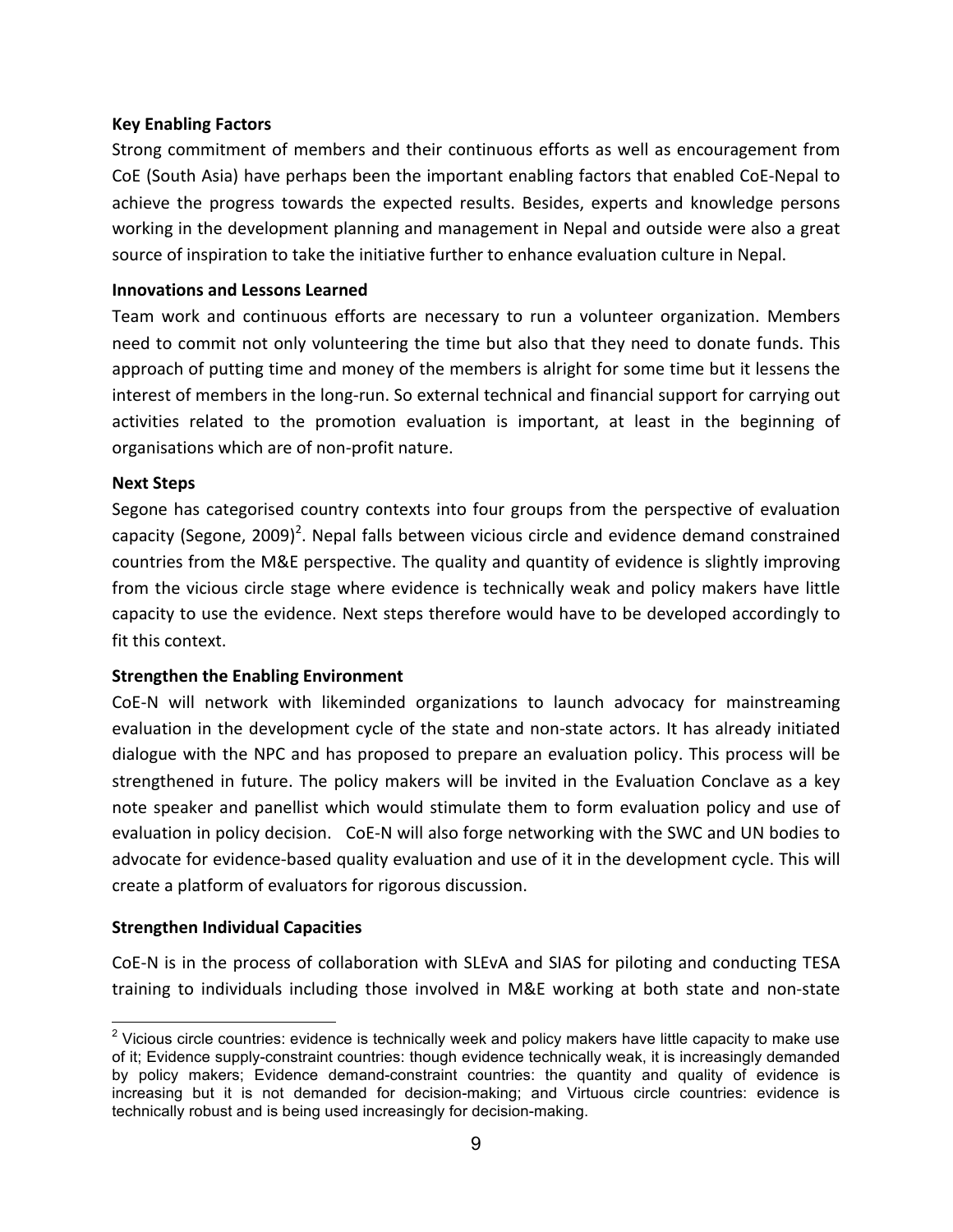**Key Enabling Factors**

Strong commitment of members and their continuous efforts as well as encouragement from CoE (South Asia) have perhaps been the important enabling factors that enabled CoE-Nepal to achieve the progress towards the expected results. Besides, experts and knowledge persons working in the development planning and management in Nepal and outside were also a great source of inspiration to take the initiative further to enhance evaluation culture in Nepal.

**Innovations and Lessons Learned**

Team work and continuous efforts are necessary to run a volunteer organization. Members need to commit not only volunteering the time but also that they need to donate funds. This approach of putting time and money of the members is alright for some time but it lessens the interest of members in the long-run. So external technical and financial support for carrying out activities related to the promotion evaluation is important, at least in the beginning of organisations which are of non-profit nature.

**Next Steps**

Segone has categorised country contexts into four groups from the perspective of evaluation capacity (Segone, 2009)[2]. Nepal falls between vicious circle and evidence demand constrained countries from the M&E perspective. The quality and quantity of evidence is slightly improving from the vicious circle stage where evidence is technically weak and policy makers have little capacity to use the evidence. Next steps therefore would have to be developed accordingly to fit this context.

**Strengthen the Enabling Environment**

CoE-N will network with likeminded organizations to launch advocacy for mainstreaming evaluation in the development cycle of the state and non-state actors. It has already initiated dialogue with the NPC and has proposed to prepare an evaluation policy. This process will be strengthened in future. The policy makers will be invited in the Evaluation Conclave as a key note speaker and panellist which would stimulate them to form evaluation policy and use of evaluation in policy decision. CoE-N will also forge networking with the SWC and UN bodies to advocate for evidence-based quality evaluation and use of it in the development cycle. This will create a platform of evaluators for rigorous discussion.

**Strengthen Individual Capacities**

CoE-N is in the process of collaboration with SLEvA and SIAS for piloting and conducting TESA training to individuals including those involved in M&E working at both state and non-state

[2] Vicious circle countries: evidence is technically week and policy makers have little capacity to make use of it; Evidence supply-constraint countries: though evidence technically weak, it is increasingly demanded by policy makers; Evidence demand-constraint countries: the quantity and quality of evidence is increasing but it is not demanded for decision-making; and Virtuous circle countries: evidence is technically robust and is being used increasingly for decision-making.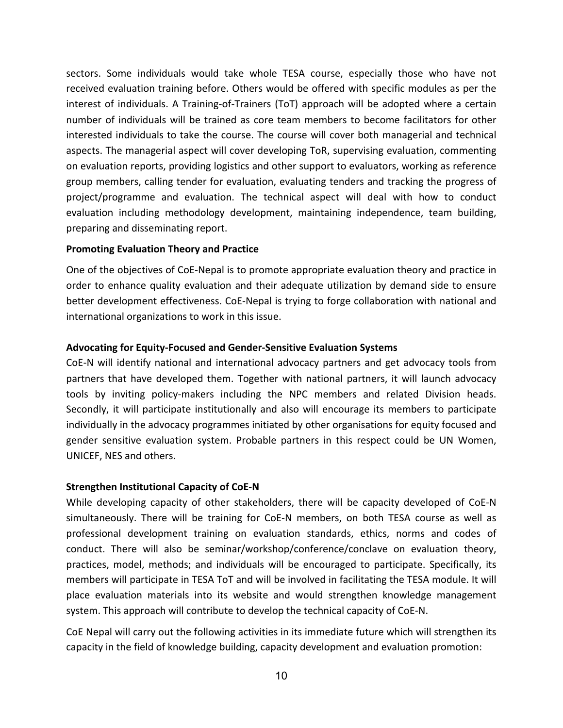sectors. Some individuals would take whole TESA course, especially those who have not received evaluation training before. Others would be offered with specific modules as per the interest of individuals. A Training-of-Trainers (ToT) approach will be adopted where a certain number of individuals will be trained as core team members to become facilitators for other interested individuals to take the course. The course will cover both managerial and technical aspects. The managerial aspect will cover developing ToR, supervising evaluation, commenting on evaluation reports, providing logistics and other support to evaluators, working as reference group members, calling tender for evaluation, evaluating tenders and tracking the progress of project/programme and evaluation. The technical aspect will deal with how to conduct evaluation including methodology development, maintaining independence, team building, preparing and disseminating report.

**Promoting Evaluation Theory and Practice**

One of the objectives of CoE-Nepal is to promote appropriate evaluation theory and practice in order to enhance quality evaluation and their adequate utilization by demand side to ensure better development effectiveness. CoE-Nepal is trying to forge collaboration with national and international organizations to work in this issue.

**Advocating for Equity-Focused and Gender-Sensitive Evaluation Systems**

CoE-N will identify national and international advocacy partners and get advocacy tools from partners that have developed them. Together with national partners, it will launch advocacy tools by inviting policy-makers including the NPC members and related Division heads. Secondly, it will participate institutionally and also will encourage its members to participate individually in the advocacy programmes initiated by other organisations for equity focused and gender sensitive evaluation system. Probable partners in this respect could be UN Women, UNICEF, NES and others.

**Strengthen Institutional Capacity of CoE-N**

While developing capacity of other stakeholders, there will be capacity developed of CoE-N simultaneously. There will be training for CoE-N members, on both TESA course as well as professional development training on evaluation standards, ethics, norms and codes of conduct. There will also be seminar/workshop/conference/conclave on evaluation theory, practices, model, methods; and individuals will be encouraged to participate. Specifically, its members will participate in TESA ToT and will be involved in facilitating the TESA module. It will place evaluation materials into its website and would strengthen knowledge management system. This approach will contribute to develop the technical capacity of CoE-N.

CoE Nepal will carry out the following activities in its immediate future which will strengthen its capacity in the field of knowledge building, capacity development and evaluation promotion: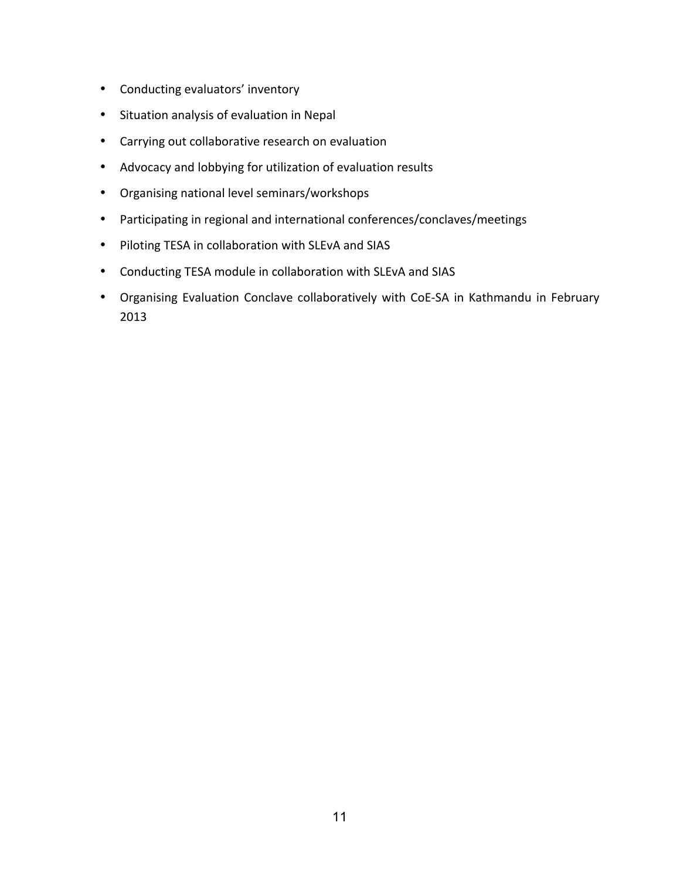- Conducting evaluators' inventory
- Situation analysis of evaluation in Nepal
- Carrying out collaborative research on evaluation
- Advocacy and lobbying for utilization of evaluation results
- Organising national level seminars/workshops
- Participating in regional and international conferences/conclaves/meetings
- Piloting TESA in collaboration with SLEvA and SIAS
- Conducting TESA module in collaboration with SLEvA and SIAS
- Organising Evaluation Conclave collaboratively with CoE-SA in Kathmandu in February 2013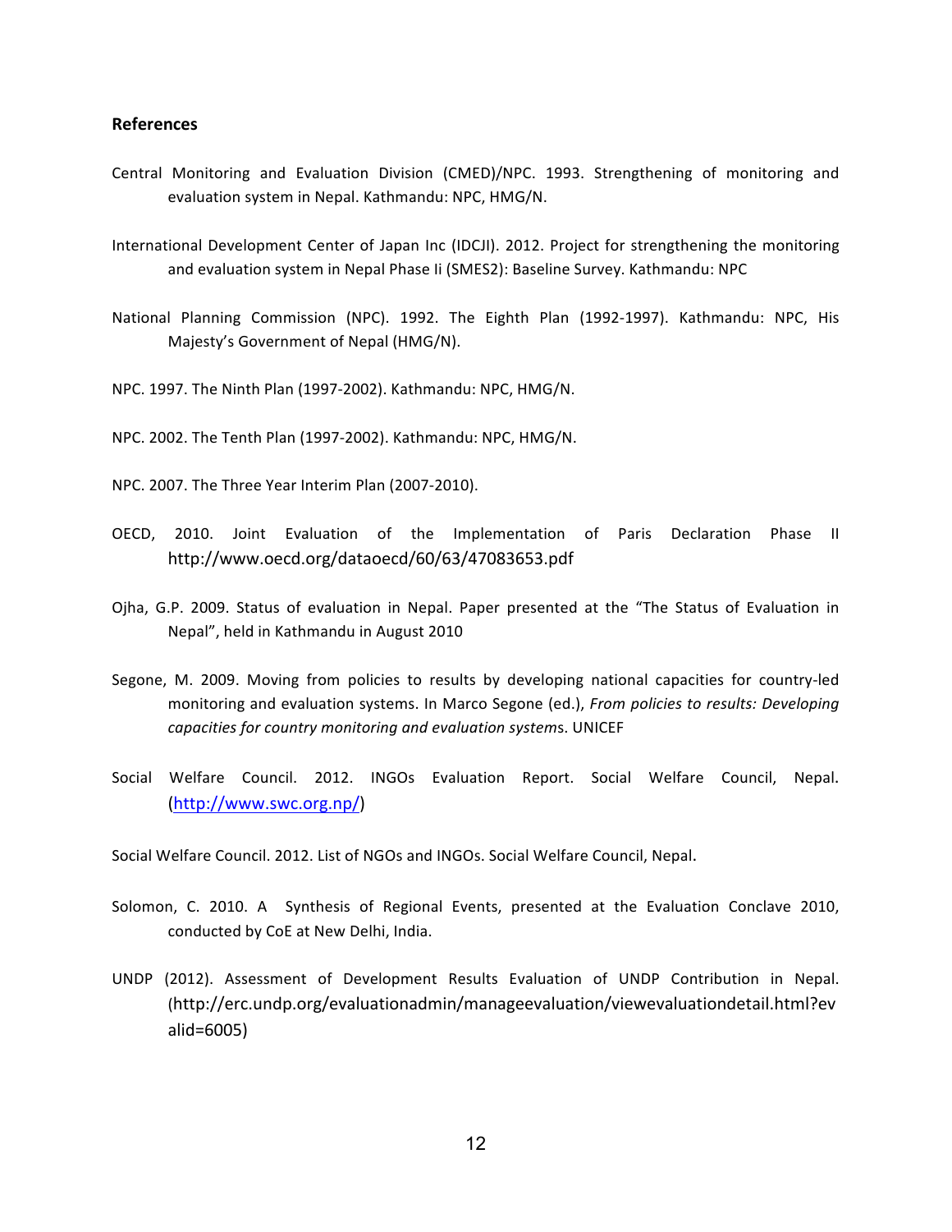## References

Central Monitoring and Evaluation Division (CMED)/NPC. 1993. Strengthening of monitoring and evaluation system in Nepal. Kathmandu: NPC, HMG/N.

International Development Center of Japan Inc (IDCJI). 2012. Project for strengthening the monitoring and evaluation system in Nepal Phase Ii (SMES2): Baseline Survey. Kathmandu: NPC

National Planning Commission (NPC). 1992. The Eighth Plan (1992-1997). Kathmandu: NPC, His Majesty's Government of Nepal (HMG/N).

NPC. 1997. The Ninth Plan (1997-2002). Kathmandu: NPC, HMG/N.

NPC. 2002. The Tenth Plan (1997-2002). Kathmandu: NPC, HMG/N.

NPC. 2007. The Three Year Interim Plan (2007-2010).

OECD, 2010. Joint Evaluation of the Implementation of Paris Declaration Phase II http://www.oecd.org/dataoecd/60/63/47083653.pdf

Ojha, G.P. 2009. Status of evaluation in Nepal. Paper presented at the "The Status of Evaluation in Nepal", held in Kathmandu in August 2010

Segone, M. 2009. Moving from policies to results by developing national capacities for country-led monitoring and evaluation systems. In Marco Segone (ed.), *From policies to results: Developing capacities for country monitoring and evaluation systems*. UNICEF

Social Welfare Council. 2012. INGOs Evaluation Report. Social Welfare Council, Nepal. (http://www.swc.org.np/)

Social Welfare Council. 2012. List of NGOs and INGOs. Social Welfare Council, Nepal.

Solomon, C. 2010. A Synthesis of Regional Events, presented at the Evaluation Conclave 2010, conducted by CoE at New Delhi, India.

UNDP (2012). Assessment of Development Results Evaluation of UNDP Contribution in Nepal. (http://erc.undp.org/evaluationadmin/manageevaluation/viewevaluationdetail.html?evalid=6005)